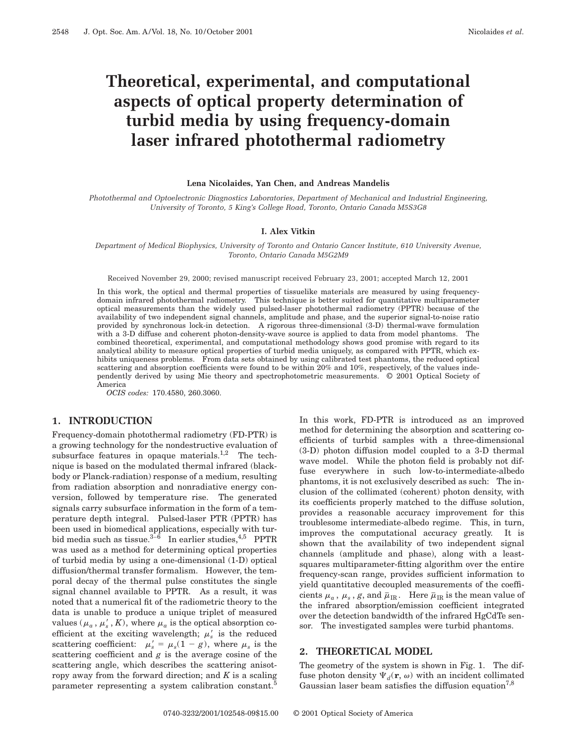# Theoretical, experimental, and computational aspects of optical property determination of turbid media by using frequency-domain laser infrared photothermal radiometry

**Lena Nicolaides, Yan Chen, and Andreas Mandelis**

*Photothermal and Optoelectronic Diagnostics Laboratories, Department of Mechanical and Industrial Engineering, University of Toronto, 5 King's College Road, Toronto, Ontario Canada M5S3G8*

**I. Alex Vitkin**

*Department of Medical Biophysics, University of Toronto and Ontario Cancer Institute, 610 University Avenue, Toronto, Ontario Canada M5G2M9*

Received November 29, 2000; revised manuscript received February 23, 2001; accepted March 12, 2001

In this work, the optical and thermal properties of tissuelike materials are measured by using frequency-domain infrared photothermal radiometry. This technique is better suited for quantitative multiparameter optical measurements than the widely used pulsed-laser photothermal radiometry (PPTR) because of the availability of two independent signal channels, amplitude and phase, and the superior signal-to-noise ratio provided by synchronous lock-in detection. A rigorous three-dimensional (3-D) thermal-wave formulation with a 3-D diffuse and coherent photon-density-wave source is applied to data from model phantoms. The combined theoretical, experimental, and computational methodology shows good promise with regard to its analytical ability to measure optical properties of turbid media uniquely, as compared with PPTR, which exhibits uniqueness problems. From data sets obtained by using calibrated test phantoms, the reduced optical scattering and absorption coefficients were found to be within 20% and 10%, respectively, of the values independently derived by using Mie theory and spectrophotometric measurements. © 2001 Optical Society of America

*OCIS codes:* 170.4580, 260.3060.

## 1. INTRODUCTION

Frequency-domain photothermal radiometry (FD-PTR) is a growing technology for the nondestructive evaluation of subsurface features in opaque materials.[1,2] The technique is based on the modulated thermal infrared (blackbody or Planck-radiation) response of a medium, resulting from radiation absorption and nonradiative energy conversion, followed by temperature rise. The generated signals carry subsurface information in the form of a temperature depth integral. Pulsed-laser PTR (PPTR) has been used in biomedical applications, especially with turbid media such as tissue.[3–6] In earlier studies,[4,5] PPTR was used as a method for determining optical properties of turbid media by using a one-dimensional (1-D) optical diffusion/thermal transfer formalism. However, the temporal decay of the thermal pulse constitutes the single signal channel available to PPTR. As a result, it was noted that a numerical fit of the radiometric theory to the data is unable to produce a unique triplet of measured values ($\mu_a$, $\mu_s'$, $K$), where $\mu_a$ is the optical absorption coefficient at the exciting wavelength; $\mu_s'$ is the reduced scattering coefficient: $\mu_s' = \mu_s(1 - g)$, where $\mu_s$ is the scattering coefficient and $g$ is the average cosine of the scattering angle, which describes the scattering anisotropy away from the forward direction; and $K$ is a scaling parameter representing a system calibration constant.[5]

In this work, FD-PTR is introduced as an improved method for determining the absorption and scattering coefficients of turbid samples with a three-dimensional (3-D) photon diffusion model coupled to a 3-D thermal wave model. While the photon field is probably not diffuse everywhere in such low-to-intermediate-albedo phantoms, it is not exclusively described as such: The inclusion of the collimated (coherent) photon density, with its coefficients properly matched to the diffuse solution, provides a reasonable accuracy improvement for this troublesome intermediate-albedo regime. This, in turn, improves the computational accuracy greatly. It is shown that the availability of two independent signal channels (amplitude and phase), along with a least-squares multiparameter-fitting algorithm over the entire frequency-scan range, provides sufficient information to yield quantitative decoupled measurements of the coefficients $\mu_a$, $\mu_s$, $g$, and $\bar{\mu}_{\mathrm{IR}}$. Here $\bar{\mu}_{\mathrm{IR}}$ is the mean value of the infrared absorption/emission coefficient integrated over the detection bandwidth of the infrared HgCdTe sensor. The investigated samples were turbid phantoms.

## 2. THEORETICAL MODEL

The geometry of the system is shown in Fig. 1. The diffuse photon density $\Psi_d(\mathbf{r}, \omega)$ with an incident collimated Gaussian laser beam satisfies the diffusion equation[7,8]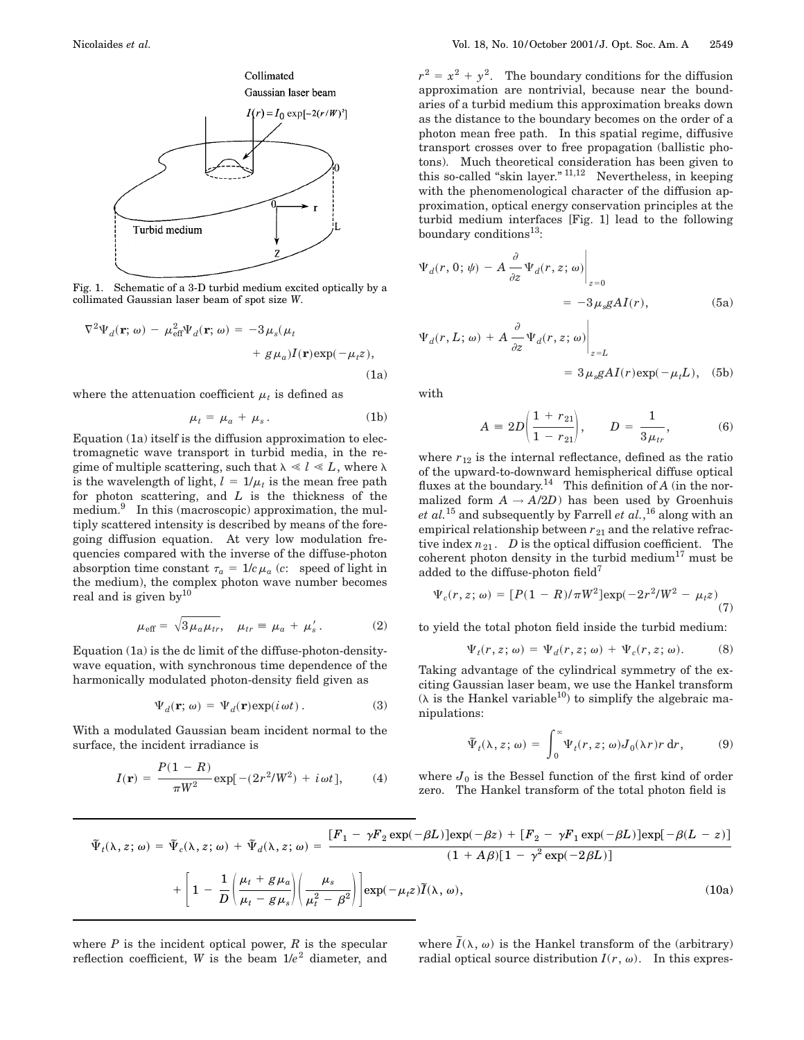Fig. 1. Schematic of a 3-D turbid medium excited optically by a collimated Gaussian laser beam of spot size $W$.

$$\nabla^2 \Psi_d(\mathbf{r};\omega) - \mu_{\text{eff}}^2 \Psi_d(\mathbf{r};\omega) = -3\mu_s(\mu_t + g\mu_a) I(\mathbf{r}) \exp(-\mu_t z), \tag{1a}$$

where the attenuation coefficient $\mu_t$ is defined as

$$\mu_t = \mu_a + \mu_s. \tag{1b}$$

Equation (1a) itself is the diffusion approximation to electromagnetic wave transport in turbid media, in the regime of multiple scattering, such that $\lambda \ll l \ll L$, where $\lambda$ is the wavelength of light, $l = 1/\mu_t$ is the mean free path for photon scattering, and $L$ is the thickness of the medium.[9] In this (macroscopic) approximation, the multiply scattered intensity is described by means of the foregoing diffusion equation. At very low modulation frequencies compared with the inverse of the diffuse-photon absorption time constant $\tau_a = 1/c\mu_a$ ($c$: speed of light in the medium), the complex photon wave number becomes real and is given by[10]

$$\mu_{\text{eff}} = \sqrt{3\mu_a \mu_{tr}}, \quad \mu_{tr} \equiv \mu_a + \mu_s'. \tag{2}$$

Equation (1a) is the dc limit of the diffuse-photon-density-wave equation, with synchronous time dependence of the harmonically modulated photon-density field given as

$$\Psi_d(\mathbf{r};\omega) = \Psi_d(\mathbf{r}) \exp(i\omega t). \tag{3}$$

With a modulated Gaussian beam incident normal to the surface, the incident irradiance is

$$I(\mathbf{r}) = \frac{P(1-R)}{\pi W^2} \exp[-(2r^2/W^2) + i\omega t], \tag{4}$$

where $P$ is the incident optical power, $R$ is the specular reflection coefficient, $W$ is the beam $1/e^2$ diameter, and $r^2 = x^2 + y^2$. The boundary conditions for the diffusion approximation are nontrivial, because near the boundaries of a turbid medium this approximation breaks down as the distance to the boundary becomes on the order of a photon mean free path. In this spatial regime, diffusive transport crosses over to free propagation (ballistic photons). Much theoretical consideration has been given to this so-called "skin layer."[11,12] Nevertheless, in keeping with the phenomenological character of the diffusion approximation, optical energy conservation principles at the turbid medium interfaces [Fig. 1] lead to the following boundary conditions[13]:

$$\Psi_d(r, 0; \psi) - A \frac{\partial}{\partial z} \Psi_d(r, z; \omega)\bigg|_{z=0} = -3\mu_s g A I(r), \tag{5a}$$

$$\Psi_d(r, L; \omega) + A \frac{\partial}{\partial z} \Psi_d(r, z; \omega)\bigg|_{z=L} = 3\mu_s g A I(r) \exp(-\mu_t L), \tag{5b}$$

with

$$A \equiv 2D\left(\frac{1 + r_{21}}{1 - r_{21}}\right), \qquad D = \frac{1}{3\mu_{tr}}, \tag{6}$$

where $r_{12}$ is the internal reflectance, defined as the ratio of the upward-to-downward hemispherical diffuse optical fluxes at the boundary.[14] This definition of $A$ (in the normalized form $A \rightarrow A/2D$) has been used by Groenhuis *et al.*[15] and subsequently by Farrell *et al.*,[16] along with an empirical relationship between $r_{21}$ and the relative refractive index $n_{21}$. $D$ is the optical diffusion coefficient. The coherent photon density in the turbid medium[17] must be added to the diffuse-photon field[7]

$$\Psi_c(P, z; \omega) = [P(1-R)/\pi W^2] \exp(-2r^2/W^2 - \mu_t z) \tag{7}$$

to yield the total photon field inside the turbid medium:

$$\Psi_t(r, z; \omega) = \Psi_d(r, z; \omega) + \Psi_c(r, z; \omega). \tag{8}$$

Taking advantage of the cylindrical symmetry of the exciting Gaussian laser beam, we use the Hankel transform ($\lambda$ is the Hankel variable[10]) to simplify the algebraic manipulations:

$$\tilde{\Psi}_t(\lambda, z; \omega) = \int_0^\infty \Psi_t(r, z; \omega) J_0(\lambda r) r \, \mathrm{d}r, \tag{9}$$

where $J_0$ is the Bessel function of the first kind of order zero. The Hankel transform of the total photon field is

$$\tilde{\Psi}_t(\lambda, z; \omega) = \tilde{\Psi}_c(\lambda, z; \omega) + \tilde{\Psi}_d(\lambda, z; \omega) = \frac{[F_1 - \gamma F_2 \exp(-\beta L)]\exp(-\beta z) + [F_2 - \gamma F_1 \exp(-\beta L)]\exp[-\beta(L - z)]}{(1 + A\beta)[1 - \gamma^2 \exp(-2\beta L)]}$$
$$+ \left[1 - \frac{1}{D}\left(\frac{\mu_t + g\mu_a}{\mu_t - g\mu_s}\right)\left(\frac{\mu_s}{\mu_t^2 - \beta^2}\right)\right] \exp(-\mu_t z) \tilde{I}(\lambda, \omega), \tag{10a}$$

where $\tilde{I}(\lambda, \omega)$ is the Hankel transform of the (arbitrary) radial optical source distribution $I(r, \omega)$. In this expres-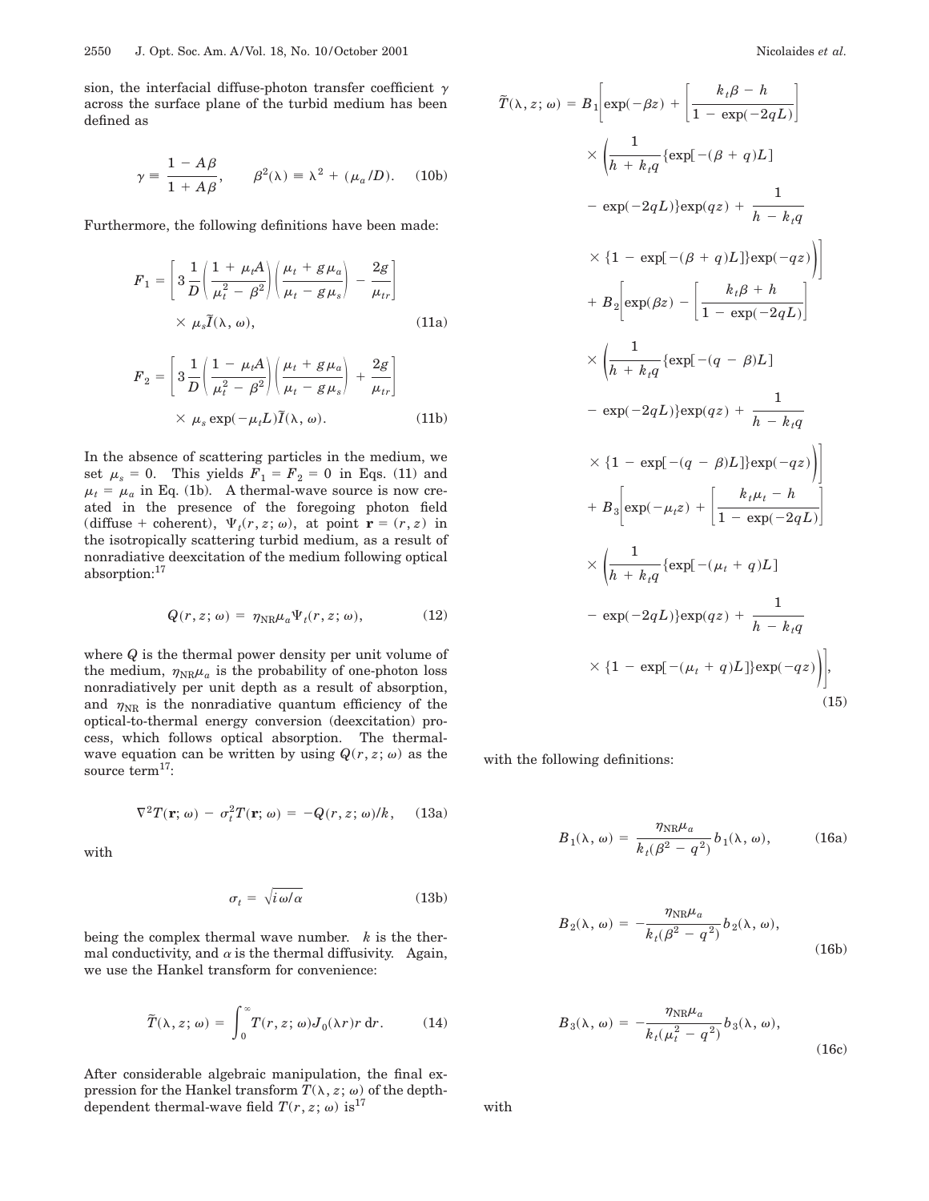sion, the interfacial diffuse-photon transfer coefficient $\gamma$ across the surface plane of the turbid medium has been defined as

$$\gamma \equiv \frac{1 - A\beta}{1 + A\beta}, \qquad \beta^2(\lambda) \equiv \lambda^2 + (\mu_a/D). \tag{10b}$$

Furthermore, the following definitions have been made:

$$F_1 = \left[3\frac{1}{D}\left(\frac{1 + \mu_t A}{\mu_t^2 - \beta^2}\right)\left(\frac{\mu_t + g\mu_a}{\mu_t - g\mu_s}\right) - \frac{2g}{\mu_{tr}}\right] \times \mu_s \tilde{I}(\lambda, \omega), \tag{11a}$$

$$F_2 = \left[3\frac{1}{D}\left(\frac{1 - \mu_t A}{\mu_t^2 - \beta^2}\right)\left(\frac{\mu_t + g\mu_a}{\mu_t - g\mu_s}\right) + \frac{2g}{\mu_{tr}}\right] \times \mu_s \exp(-\mu_t L)\tilde{I}(\lambda, \omega). \tag{11b}$$

In the absence of scattering particles in the medium, we set $\mu_s = 0$. This yields $F_1 = F_2 = 0$ in Eqs. (11) and $\mu_t = \mu_a$ in Eq. (1b). A thermal-wave source is now created in the presence of the foregoing photon field (diffuse + coherent), $\Psi_t(r, z; \omega)$, at point $\mathbf{r} = (r, z)$ in the isotropically scattering turbid medium, as a result of nonradiative deexcitation of the medium following optical absorption:[17]

$$Q(r, z; \omega) = \eta_{\mathrm{NR}}\mu_a \Psi_t(r, z; \omega), \tag{12}$$

where $Q$ is the thermal power density per unit volume of the medium, $\eta_{\mathrm{NR}}\mu_a$ is the probability of one-photon loss nonradiatively per unit depth as a result of absorption, and $\eta_{\mathrm{NR}}$ is the nonradiative quantum efficiency of the optical-to-thermal energy conversion (deexcitation) process, which follows optical absorption. The thermal-wave equation can be written by using $Q(r, z; \omega)$ as the source term[17]:

$$\nabla^2 T(\mathbf{r}; \omega) - \sigma_t^2 T(\mathbf{r}; \omega) = -Q(r, z; \omega)/k, \tag{13a}$$

with

$$\sigma_t = \sqrt{i\omega/\alpha} \tag{13b}$$

being the complex thermal wave number. $k$ is the thermal conductivity, and $\alpha$ is the thermal diffusivity. Again, we use the Hankel transform for convenience:

$$\tilde{T}(\lambda, z; \omega) = \int_0^\infty T(r, z; \omega) J_0(\lambda r) r \, \mathrm{d}r. \tag{14}$$

After considerable algebraic manipulation, the final expression for the Hankel transform $T(\lambda, z; \omega)$ of the depth-dependent thermal-wave field $T(r, z; \omega)$ is[17]

$$\begin{aligned}
\tilde{T}(\lambda, z; \omega) = {} & B_1\Bigg[\exp(-\beta z) + \left[\frac{k_t\beta - h}{1 - \exp(-2qL)}\right] \\
& \times \Bigg(\frac{1}{h + k_t q}\{\exp[-(\beta + q)L] - \exp(-2qL)\}\exp(qz) + \frac{1}{h - k_t q} \\
& \times \{1 - \exp[-(\beta + q)L]\}\exp(-qz)\Bigg)\Bigg] \\
& + B_2\Bigg[\exp(\beta z) - \left[\frac{k_t\beta + h}{1 - \exp(-2qL)}\right] \\
& \times \Bigg(\frac{1}{h + k_t q}\{\exp[-(q - \beta)L] - \exp(-2qL)\}\exp(qz) + \frac{1}{h - k_t q} \\
& \times \{1 - \exp[-(q - \beta)L]\}\exp(-qz)\Bigg)\Bigg] \\
& + B_3\Bigg[\exp(-\mu_t z) + \left[\frac{k_t\mu_t - h}{1 - \exp(-2qL)}\right] \\
& \times \Bigg(\frac{1}{h + k_t q}\{\exp[-(\mu_t + q)L] - \exp(-2qL)\}\exp(qz) + \frac{1}{h - k_t q} \\
& \times \{1 - \exp[-(\mu_t + q)L]\}\exp(-qz)\Bigg)\Bigg],
\end{aligned} \tag{15}$$

with the following definitions:

$$B_1(\lambda, \omega) = \frac{\eta_{\mathrm{NR}}\mu_a}{k_t(\beta^2 - q^2)} b_1(\lambda, \omega), \tag{16a}$$

$$B_2(\lambda, \omega) = -\frac{\eta_{\mathrm{NR}}\mu_a}{k_t(\beta^2 - q^2)} b_2(\lambda, \omega), \tag{16b}$$

$$B_3(\lambda, \omega) = -\frac{\eta_{\mathrm{NR}}\mu_a}{k_t(\mu_t^2 - q^2)} b_3(\lambda, \omega), \tag{16c}$$

with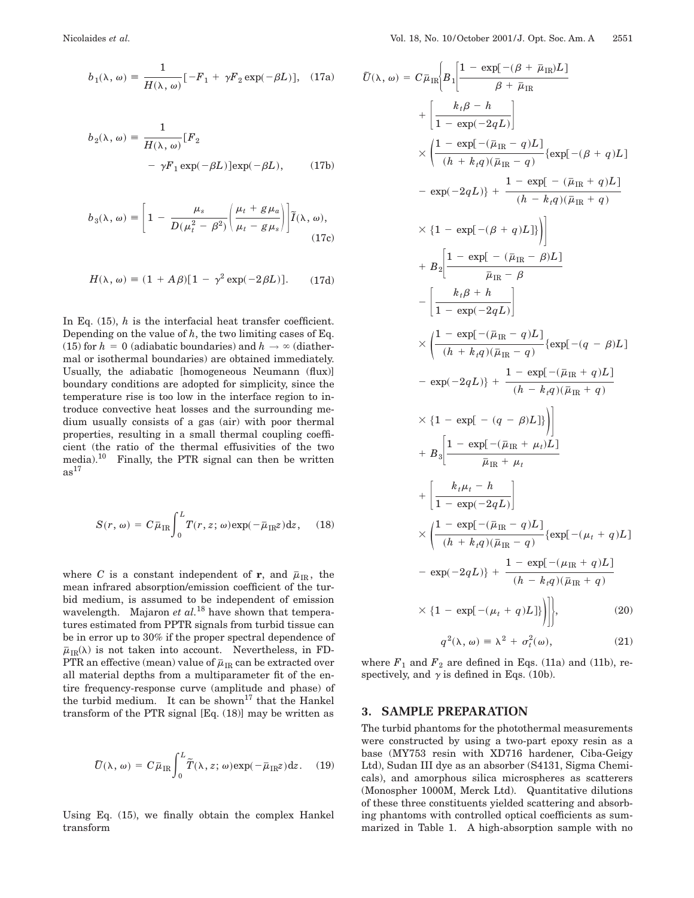$$b_1(\lambda, \omega) \equiv \frac{1}{H(\lambda, \omega)}[-F_1 + \gamma F_2 \exp(-\beta L)], \quad (17a)$$

$$b_2(\lambda, \omega) \equiv \frac{1}{H(\lambda, \omega)}[F_2 - \gamma F_1 \exp(-\beta L)]\exp(-\beta L), \quad (17b)$$

$$b_3(\lambda, \omega) \equiv \left[1 - \frac{\mu_s}{D(\mu_t^2 - \beta^2)}\left(\frac{\mu_t + g\mu_a}{\mu_t - g\mu_s}\right)\right]\tilde{I}(\lambda, \omega), \quad (17c)$$

$$H(\lambda, \omega) \equiv (1 + A\beta)[1 - \gamma^2 \exp(-2\beta L)]. \quad (17d)$$

In Eq. (15), $h$ is the interfacial heat transfer coefficient. Depending on the value of $h$, the two limiting cases of Eq. (15) for $h = 0$ (adiabatic boundaries) and $h \to \infty$ (diathermal or isothermal boundaries) are obtained immediately. Usually, the adiabatic [homogeneous Neumann (flux)] boundary conditions are adopted for simplicity, since the temperature rise is too low in the interface region to introduce convective heat losses and the surrounding medium usually consists of a gas (air) with poor thermal properties, resulting in a small thermal coupling coefficient (the ratio of the thermal effusivities of the two media).[10] Finally, the PTR signal can then be written as[17]

$$S(r, \omega) = C\bar{\mu}_{\mathrm{IR}}\int_0^L T(r, z; \omega)\exp(-\bar{\mu}_{\mathrm{IR}}z)\mathrm{d}z, \quad (18)$$

where $C$ is a constant independent of $\mathbf{r}$, and $\bar{\mu}_{\mathrm{IR}}$, the mean infrared absorption/emission coefficient of the turbid medium, is assumed to be independent of emission wavelength. Majaron *et al.*[18] have shown that temperatures estimated from PPTR signals from turbid tissue can be in error up to 30% if the proper spectral dependence of $\bar{\mu}_{\mathrm{IR}}(\lambda)$ is not taken into account. Nevertheless, in FD-PTR an effective (mean) value of $\bar{\mu}_{\mathrm{IR}}$ can be extracted over all material depths from a multiparameter fit of the entire frequency-response curve (amplitude and phase) of the turbid medium. It can be shown[17] that the Hankel transform of the PTR signal [Eq. (18)] may be written as

$$\tilde{U}(\lambda, \omega) = C\bar{\mu}_{\mathrm{IR}}\int_0^L \tilde{T}(\lambda, z; \omega)\exp(-\bar{\mu}_{\mathrm{IR}}z)\mathrm{d}z. \quad (19)$$

Using Eq. (15), we finally obtain the complex Hankel transform

$$\begin{aligned}
\tilde{U}(\lambda, \omega) = C\bar{\mu}_{\mathrm{IR}}\Bigg\{&B_1\Bigg[\frac{1 - \exp[-(\beta + \bar{\mu}_{\mathrm{IR}})L]}{\beta + \bar{\mu}_{\mathrm{IR}}} + \left[\frac{k_t\beta - h}{1 - \exp(-2qL)}\right] \\
&\times\Bigg(\frac{1 - \exp[-(\bar{\mu}_{\mathrm{IR}} - q)L]}{(h + k_t q)(\bar{\mu}_{\mathrm{IR}} - q)}\{\exp[-(\beta + q)L] - \exp(-2qL)\} + \frac{1 - \exp[-(\bar{\mu}_{\mathrm{IR}} + q)L]}{(h - k_t q)(\bar{\mu}_{\mathrm{IR}} + q)} \\
&\times\{1 - \exp[-(\beta + q)L]\}\Bigg)\Bigg] \\
&+ B_2\Bigg[\frac{1 - \exp[-(\bar{\mu}_{\mathrm{IR}} - \beta)L]}{\bar{\mu}_{\mathrm{IR}} - \beta} - \left[\frac{k_t\beta + h}{1 - \exp(-2qL)}\right] \\
&\times\Bigg(\frac{1 - \exp[-(\bar{\mu}_{\mathrm{IR}} - q)L]}{(h + k_t q)(\bar{\mu}_{\mathrm{IR}} - q)}\{\exp[-(q - \beta)L] - \exp(-2qL)\} + \frac{1 - \exp[-(\bar{\mu}_{\mathrm{IR}} + q)L]}{(h - k_t q)(\bar{\mu}_{\mathrm{IR}} + q)} \\
&\times\{1 - \exp[-(q - \beta)L]\}\Bigg)\Bigg] \\
&+ B_3\Bigg[\frac{1 - \exp[-(\bar{\mu}_{\mathrm{IR}} + \mu_t)L]}{\bar{\mu}_{\mathrm{IR}} + \mu_t} + \left[\frac{k_t\mu_t - h}{1 - \exp(-2qL)}\right] \\
&\times\Bigg(\frac{1 - \exp[-(\bar{\mu}_{\mathrm{IR}} - q)L]}{(h + k_t q)(\bar{\mu}_{\mathrm{IR}} - q)}\{\exp[-(\mu_t + q)L] - \exp(-2qL)\} + \frac{1 - \exp[-(\mu_{\mathrm{IR}} + q)L]}{(h - k_t q)(\bar{\mu}_{\mathrm{IR}} + q)} \\
&\times\{1 - \exp[-(\mu_t + q)L]\}\Bigg)\Bigg]\Bigg\}, \quad (20)
\end{aligned}$$

$$q^2(\lambda, \omega) \equiv \lambda^2 + \sigma_t^2(\omega), \quad (21)$$

where $F_1$ and $F_2$ are defined in Eqs. (11a) and (11b), respectively, and $\gamma$ is defined in Eqs. (10b).

## 3. SAMPLE PREPARATION

The turbid phantoms for the photothermal measurements were constructed by using a two-part epoxy resin as a base (MY753 resin with XD716 hardener, Ciba-Geigy Ltd), Sudan III dye as an absorber (S4131, Sigma Chemicals), and amorphous silica microspheres as scatterers (Monospher 1000M, Merck Ltd). Quantitative dilutions of these three constituents yielded scattering and absorbing phantoms with controlled optical coefficients as summarized in Table 1. A high-absorption sample with no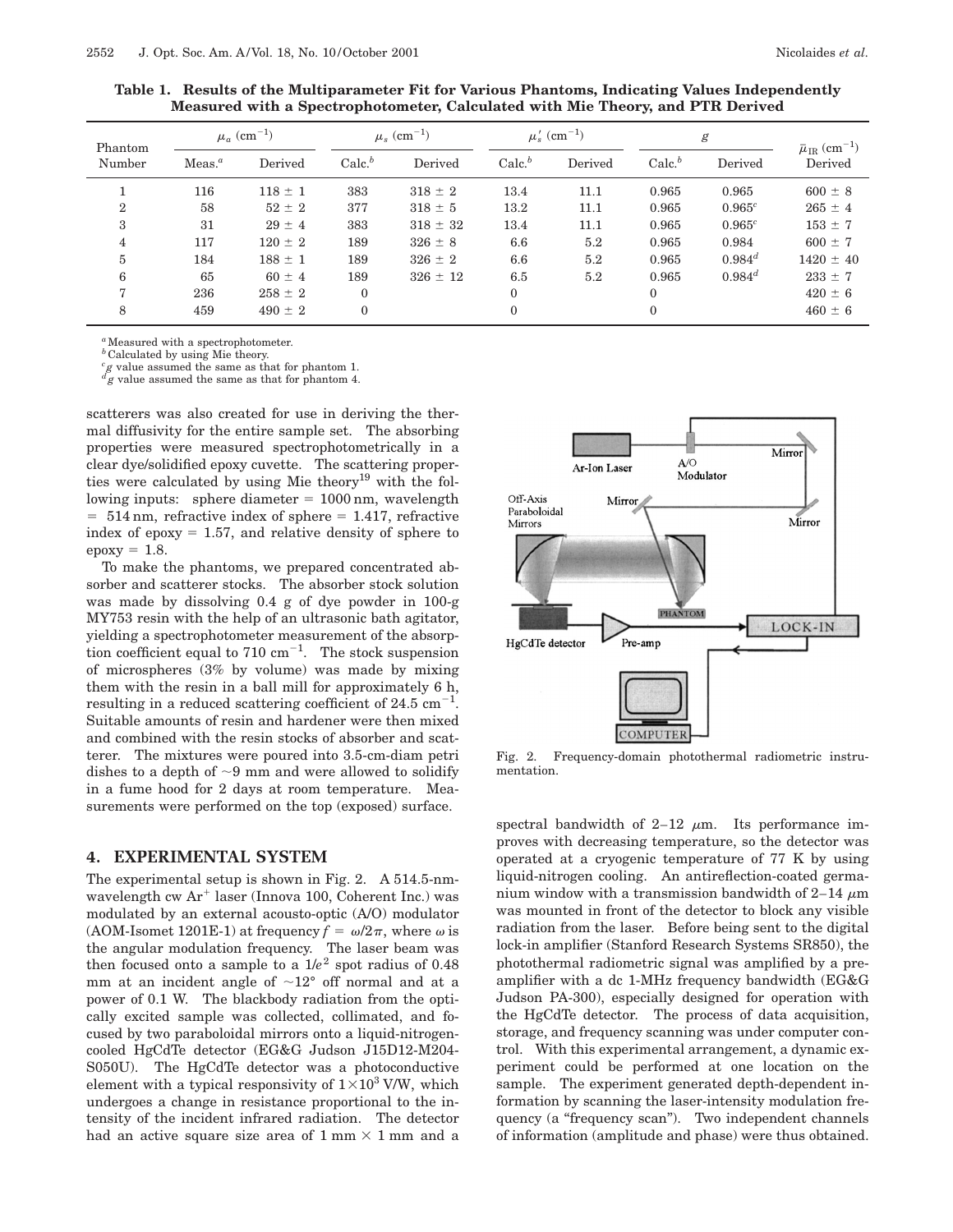**Table 1. Results of the Multiparameter Fit for Various Phantoms, Indicating Values Independently Measured with a Spectrophotometer, Calculated with Mie Theory, and PTR Derived**

| Phantom Number | $\mu_a$ (cm$^{-1}$) | | $\mu_s$ (cm$^{-1}$) | | $\mu_s'$ (cm$^{-1}$) | | $g$ | | $\bar{\mu}_{\text{IR}}$ (cm$^{-1}$) |
|---|---|---|---|---|---|---|---|---|---|
| | Meas.[a] | Derived | Calc.[b] | Derived | Calc.[b] | Derived | Calc.[b] | Derived | Derived |
| 1 | 116 | 118 ± 1 | 383 | 318 ± 2 | 13.4 | 11.1 | 0.965 | 0.965 | 600 ± 8 |
| 2 | 58 | 52 ± 2 | 377 | 318 ± 5 | 13.2 | 11.1 | 0.965 | 0.965[c] | 265 ± 4 |
| 3 | 31 | 29 ± 4 | 383 | 318 ± 32 | 13.4 | 11.1 | 0.965 | 0.965[c] | 153 ± 7 |
| 4 | 117 | 120 ± 2 | 189 | 326 ± 8 | 6.6 | 5.2 | 0.965 | 0.984 | 600 ± 7 |
| 5 | 184 | 188 ± 1 | 189 | 326 ± 2 | 6.6 | 5.2 | 0.965 | 0.984[d] | 1420 ± 40 |
| 6 | 65 | 60 ± 4 | 189 | 326 ± 12 | 6.5 | 5.2 | 0.965 | 0.984[d] | 233 ± 7 |
| 7 | 236 | 258 ± 2 | 0 | | 0 | | 0 | | 420 ± 6 |
| 8 | 459 | 490 ± 2 | 0 | | 0 | | 0 | | 460 ± 6 |

[a] Measured with a spectrophotometer.
[b] Calculated by using Mie theory.
[c] $g$ value assumed the same as that for phantom 1.
[d] $g$ value assumed the same as that for phantom 4.

scatterers was also created for use in deriving the thermal diffusivity for the entire sample set. The absorbing properties were measured spectrophotometrically in a clear dye/solidified epoxy cuvette. The scattering properties were calculated by using Mie theory[19] with the following inputs: sphere diameter = 1000 nm, wavelength = 514 nm, refractive index of sphere = 1.417, refractive index of epoxy = 1.57, and relative density of sphere to epoxy = 1.8.

To make the phantoms, we prepared concentrated absorber and scatterer stocks. The absorber stock solution was made by dissolving 0.4 g of dye powder in 100-g MY753 resin with the help of an ultrasonic bath agitator, yielding a spectrophotometer measurement of the absorption coefficient equal to 710 cm$^{-1}$. The stock suspension of microspheres (3% by volume) was made by mixing them with the resin in a ball mill for approximately 6 h, resulting in a reduced scattering coefficient of 24.5 cm$^{-1}$. Suitable amounts of resin and hardener were then mixed and combined with the resin stocks of absorber and scatterer. The mixtures were poured into 3.5-cm-diam petri dishes to a depth of ~9 mm and were allowed to solidify in a fume hood for 2 days at room temperature. Measurements were performed on the top (exposed) surface.

## 4. EXPERIMENTAL SYSTEM

The experimental setup is shown in Fig. 2. A 514.5-nm-wavelength cw $Ar^+$ laser (Innova 100, Coherent Inc.) was modulated by an external acousto-optic (A/O) modulator (AOM-Isomet 1201E-1) at frequency $f = \omega/2\pi$, where $\omega$ is the angular modulation frequency. The laser beam was then focused onto a sample to a $1/e^2$ spot radius of 0.48 mm at an incident angle of ~12° off normal and at a power of 0.1 W. The blackbody radiation from the optically excited sample was collected, collimated, and focused by two paraboloidal mirrors onto a liquid-nitrogen-cooled HgCdTe detector (EG&G Judson J15D12-M204-S050U). The HgCdTe detector was a photoconductive element with a typical responsivity of $1\times10^3$ V/W, which undergoes a change in resistance proportional to the intensity of the incident infrared radiation. The detector had an active square size area of 1 mm × 1 mm and a spectral bandwidth of 2–12 μm. Its performance improves with decreasing temperature, so the detector was operated at a cryogenic temperature of 77 K by using liquid-nitrogen cooling. An antireflection-coated germanium window with a transmission bandwidth of 2–14 μm was mounted in front of the detector to block any visible radiation from the laser. Before being sent to the digital lock-in amplifier (Stanford Research Systems SR850), the photothermal radiometric signal was amplified by a preamplifier with a dc 1-MHz frequency bandwidth (EG&G Judson PA-300), especially designed for operation with the HgCdTe detector. The process of data acquisition, storage, and frequency scanning was under computer control. With this experimental arrangement, a dynamic experiment could be performed at one location on the sample. The experiment generated depth-dependent information by scanning the laser-intensity modulation frequency (a "frequency scan"). Two independent channels of information (amplitude and phase) were thus obtained.

Fig. 2. Frequency-domain photothermal radiometric instrumentation.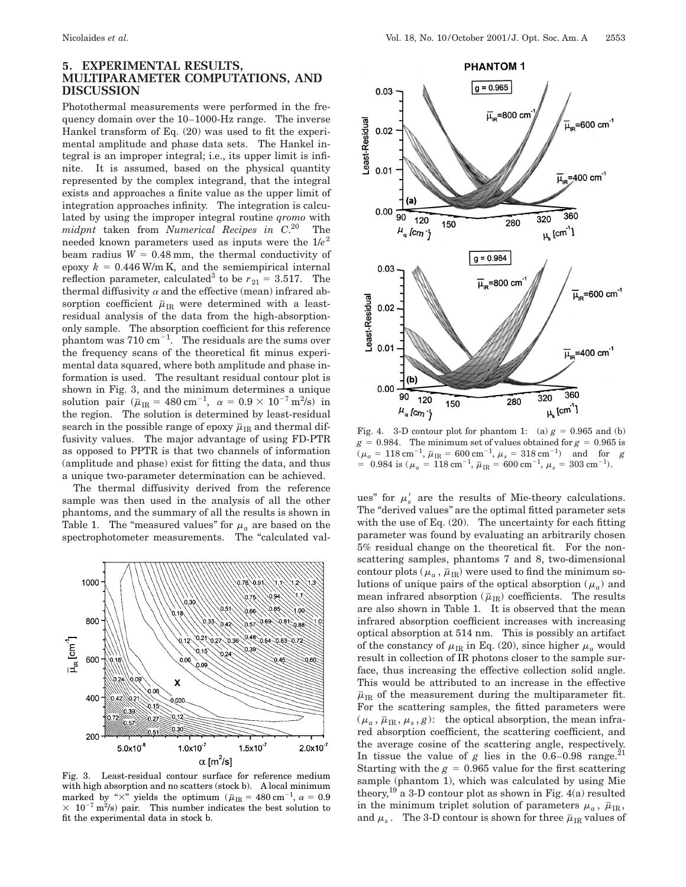## 5. EXPERIMENTAL RESULTS, MULTIPARAMETER COMPUTATIONS, AND DISCUSSION

Photothermal measurements were performed in the frequency domain over the 10–1000-Hz range. The inverse Hankel transform of Eq. (20) was used to fit the experimental amplitude and phase data sets. The Hankel integral is an improper integral; i.e., its upper limit is infinite. It is assumed, based on the physical quantity represented by the complex integrand, that the integral exists and approaches a finite value as the upper limit of integration approaches infinity. The integration is calculated by using the improper integral routine *qromo* with *midpnt* taken from *Numerical Recipes in C*.[20] The needed known parameters used as inputs were the $1/e^2$ beam radius $W = 0.48\,\mathrm{mm}$, the thermal conductivity of epoxy $k = 0.446\,\mathrm{W/m\,K}$, and the semiempirical internal reflection parameter, calculated[3] to be $r_{21} = 3.517$. The thermal diffusivity $\alpha$ and the effective (mean) infrared absorption coefficient $\bar{\mu}_{\mathrm{IR}}$ were determined with a least-residual analysis of the data from the high-absorption-only sample. The absorption coefficient for this reference phantom was $710\,\mathrm{cm}^{-1}$. The residuals are the sums over the frequency scans of the theoretical fit minus experimental data squared, where both amplitude and phase information is used. The resultant residual contour plot is shown in Fig. 3, and the minimum determines a unique solution pair ($\bar{\mu}_{\mathrm{IR}} = 480\,\mathrm{cm}^{-1}$, $\alpha = 0.9 \times 10^{-7}\,\mathrm{m}^2/\mathrm{s}$) in the region. The solution is determined by least-residual search in the possible range of epoxy $\bar{\mu}_{\mathrm{IR}}$ and thermal diffusivity values. The major advantage of using FD-PTR as opposed to PPTR is that two channels of information (amplitude and phase) exist for fitting the data, and thus a unique two-parameter determination can be achieved.

The thermal diffusivity derived from the reference sample was then used in the analysis of all the other phantoms, and the summary of all the results is shown in Table 1. The "measured values" for $\mu_a$ are based on the spectrophotometer measurements. The "calculated values" for $\mu_s'$ are the results of Mie-theory calculations. The "derived values" are the optimal fitted parameter sets with the use of Eq. (20). The uncertainty for each fitting parameter was found by evaluating an arbitrarily chosen 5% residual change on the theoretical fit. For the nonscattering samples, phantoms 7 and 8, two-dimensional contour plots ($\mu_a$, $\bar{\mu}_{\mathrm{IR}}$) were used to find the minimum solutions of unique pairs of the optical absorption ($\mu_a$) and mean infrared absorption ($\bar{\mu}_{\mathrm{IR}}$) coefficients. The results are also shown in Table 1. It is observed that the mean infrared absorption coefficient increases with increasing optical absorption at 514 nm. This is possibly an artifact of the constancy of $\mu_{\mathrm{IR}}$ in Eq. (20), since higher $\mu_a$ would result in collection of IR photons closer to the sample surface, thus increasing the effective collection solid angle. This would be attributed to an increase in the effective $\bar{\mu}_{\mathrm{IR}}$ of the measurement during the multiparameter fit. For the scattering samples, the fitted parameters were ($\mu_a$, $\bar{\mu}_{\mathrm{IR}}$, $\mu_s$, $g$): the optical absorption, the mean infrared absorption coefficient, the scattering coefficient, and the average cosine of the scattering angle, respectively. In tissue the value of $g$ lies in the 0.6–0.98 range.[21] Starting with the $g = 0.965$ value for the first scattering sample (phantom 1), which was calculated by using Mie theory,[19] a 3-D contour plot as shown in Fig. 4(a) resulted in the minimum triplet solution of parameters $\mu_a$, $\bar{\mu}_{\mathrm{IR}}$, and $\mu_s$. The 3-D contour is shown for three $\bar{\mu}_{\mathrm{IR}}$ values of

Fig. 3. Least-residual contour surface for reference medium with high absorption and no scatters (stock b). A local minimum marked by "×" yields the optimum ($\bar{\mu}_{\mathrm{IR}} = 480\,\mathrm{cm}^{-1}$, $\alpha = 0.9 \times 10^{-7}\,\mathrm{m}^2/\mathrm{s}$) pair. This number indicates the best solution to fit the experimental data in stock b.

Fig. 4. 3-D contour plot for phantom 1: (a) $g = 0.965$ and (b) $g = 0.984$. The minimum set of values obtained for $g = 0.965$ is ($\mu_a = 118\,\mathrm{cm}^{-1}$, $\bar{\mu}_{\mathrm{IR}} = 600\,\mathrm{cm}^{-1}$, $\mu_s = 318\,\mathrm{cm}^{-1}$) and for $g = 0.984$ is ($\mu_a = 118\,\mathrm{cm}^{-1}$, $\bar{\mu}_{\mathrm{IR}} = 600\,\mathrm{cm}^{-1}$, $\mu_s = 303\,\mathrm{cm}^{-1}$).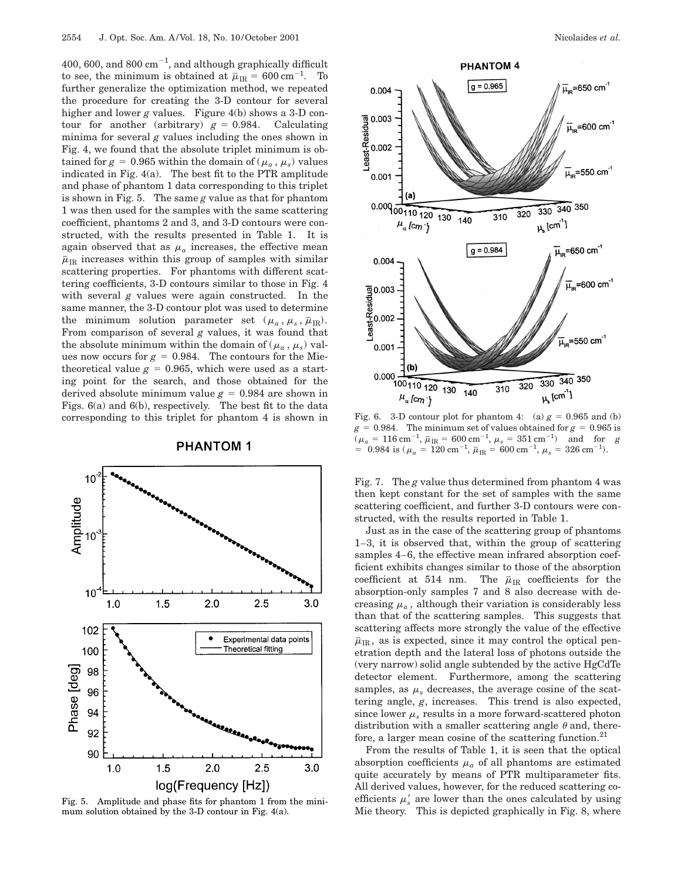400, 600, and 800 $\text{cm}^{-1}$, and although graphically difficult to see, the minimum is obtained at $\bar{\mu}_{\text{IR}} = 600\ \text{cm}^{-1}$. To further generalize the optimization method, we repeated the procedure for creating the 3-D contour for several higher and lower $g$ values. Figure 4(b) shows a 3-D contour for another (arbitrary) $g = 0.984$. Calculating minima for several $g$ values including the ones shown in Fig. 4, we found that the absolute triplet minimum is obtained for $g = 0.965$ within the domain of $(\mu_a, \mu_s)$ values indicated in Fig. 4(a). The best fit to the PTR amplitude and phase of phantom 1 data corresponding to this triplet is shown in Fig. 5. The same $g$ value as that for phantom 1 was then used for the samples with the same scattering coefficient, phantoms 2 and 3, and 3-D contours were constructed, with the results presented in Table 1. It is again observed that as $\mu_a$ increases, the effective mean $\bar{\mu}_{\text{IR}}$ increases within this group of samples with similar scattering properties. For phantoms with different scattering coefficients, 3-D contours similar to those in Fig. 4 with several $g$ values were again constructed. In the same manner, the 3-D contour plot was used to determine the minimum solution parameter set $(\mu_a, \mu_s, \bar{\mu}_{\text{IR}})$. From comparison of several $g$ values, it was found that the absolute minimum within the domain of $(\mu_a, \mu_s)$ values now occurs for $g = 0.984$. The contours for the Mie-theoretical value $g = 0.965$, which were used as a starting point for the search, and those obtained for the derived absolute minimum value $g = 0.984$ are shown in Figs. 6(a) and 6(b), respectively. The best fit to the data corresponding to this triplet for phantom 4 is shown in Fig. 7. The $g$ value thus determined from phantom 4 was then kept constant for the set of samples with the same scattering coefficient, and further 3-D contours were constructed, with the results reported in Table 1.

Fig. 5. Amplitude and phase fits for phantom 1 from the minimum solution obtained by the 3-D contour in Fig. 4(a).

Fig. 6. 3-D contour plot for phantom 4: (a) $g = 0.965$ and (b) $g = 0.984$. The minimum set of values obtained for $g = 0.965$ is ($\mu_a = 116\ \text{cm}^{-1}$, $\bar{\mu}_{\text{IR}} = 600\ \text{cm}^{-1}$, $\mu_s = 351\ \text{cm}^{-1}$) and for $g = 0.984$ is ($\mu_a = 120\ \text{cm}^{-1}$, $\bar{\mu}_{\text{IR}} = 600\ \text{cm}^{-1}$, $\mu_s = 326\ \text{cm}^{-1}$).

Just as in the case of the scattering group of phantoms 1–3, it is observed that, within the group of scattering samples 4–6, the effective mean infrared absorption coefficient exhibits changes similar to those of the absorption coefficient at 514 nm. The $\bar{\mu}_{\text{IR}}$ coefficients for the absorption-only samples 7 and 8 also decrease with decreasing $\mu_a$, although their variation is considerably less than that of the scattering samples. This suggests that scattering affects more strongly the value of the effective $\bar{\mu}_{\text{IR}}$, as is expected, since it may control the optical penetration depth and the lateral loss of photons outside the (very narrow) solid angle subtended by the active HgCdTe detector element. Furthermore, among the scattering samples, as $\mu_s$ decreases, the average cosine of the scattering angle, $g$, increases. This trend is also expected, since lower $\mu_s$ results in a more forward-scattered photon distribution with a smaller scattering angle $\theta$ and, therefore, a larger mean cosine of the scattering function.[21]

From the results of Table 1, it is seen that the optical absorption coefficients $\mu_a$ of all phantoms are estimated quite accurately by means of PTR multiparameter fits. All derived values, however, for the reduced scattering coefficients $\mu_s'$ are lower than the ones calculated by using Mie theory. This is depicted graphically in Fig. 8, where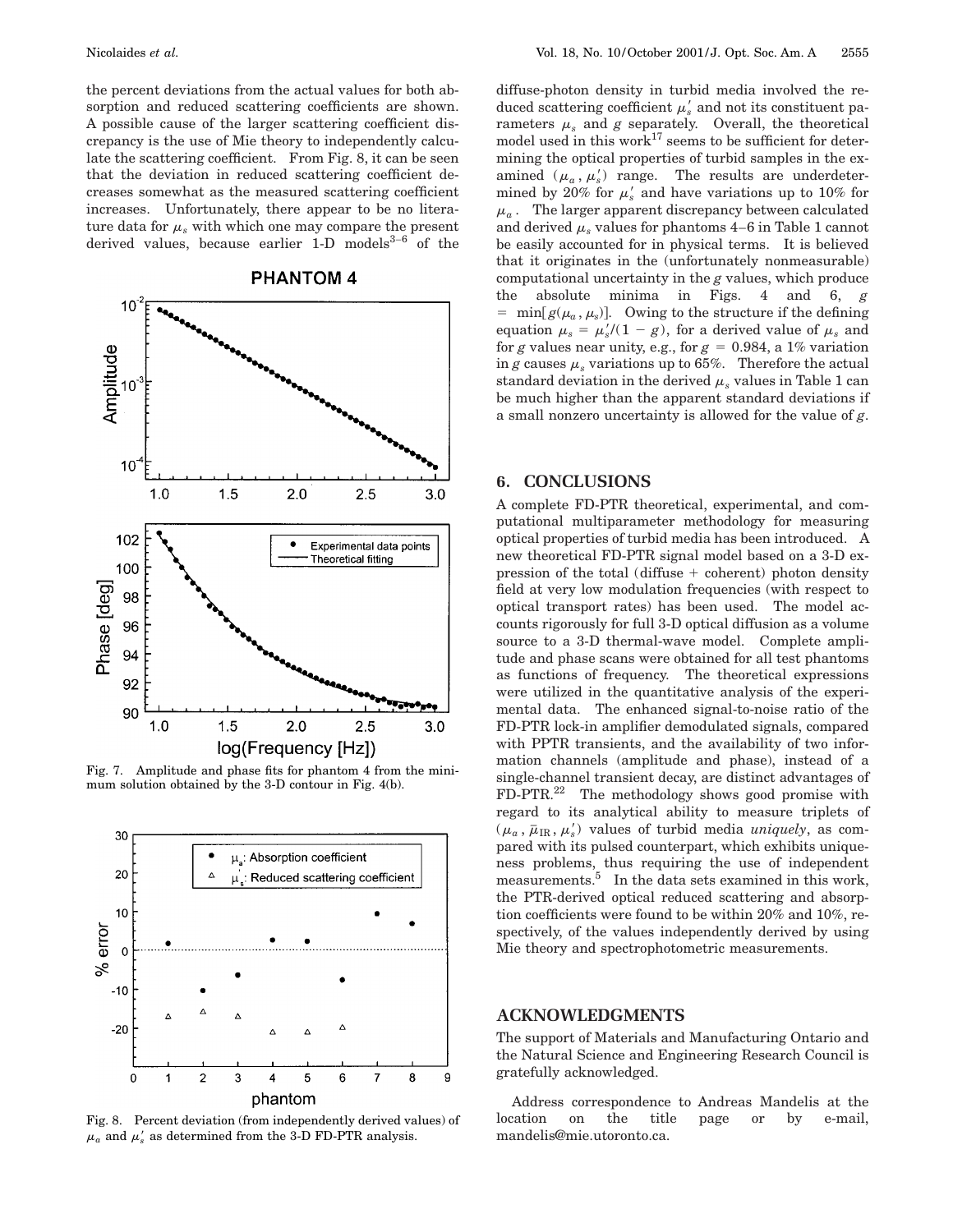the percent deviations from the actual values for both absorption and reduced scattering coefficients are shown. A possible cause of the larger scattering coefficient discrepancy is the use of Mie theory to independently calculate the scattering coefficient. From Fig. 8, it can be seen that the deviation in reduced scattering coefficient decreases somewhat as the measured scattering coefficient increases. Unfortunately, there appear to be no literature data for $\mu_s$ with which one may compare the present derived values, because earlier 1-D models[3–6] of the diffuse-photon density in turbid media involved the reduced scattering coefficient $\mu_s'$ and not its constituent parameters $\mu_s$ and $g$ separately. Overall, the theoretical model used in this work[17] seems to be sufficient for determining the optical properties of turbid samples in the examined $(\mu_a, \mu_s')$ range. The results are underdetermined by 20% for $\mu_s'$ and have variations up to 10% for $\mu_a$. The larger apparent discrepancy between calculated and derived $\mu_s$ values for phantoms 4–6 in Table 1 cannot be easily accounted for in physical terms. It is believed that it originates in the (unfortunately nonmeasurable) computational uncertainty in the $g$ values, which produce the absolute minima in Figs. 4 and 6, $g = \min[g(\mu_a, \mu_s)]$. Owing to the structure if the defining equation $\mu_s = \mu_s'/(1 - g)$, for a derived value of $\mu_s$ and for $g$ values near unity, e.g., for $g = 0.984$, a 1% variation in $g$ causes $\mu_s$ variations up to 65%. Therefore the actual standard deviation in the derived $\mu_s$ values in Table 1 can be much higher than the apparent standard deviations if a small nonzero uncertainty is allowed for the value of $g$.

Fig. 7. Amplitude and phase fits for phantom 4 from the minimum solution obtained by the 3-D contour in Fig. 4(b).

Fig. 8. Percent deviation (from independently derived values) of $\mu_a$ and $\mu_s'$ as determined from the 3-D FD-PTR analysis.

## 6. CONCLUSIONS

A complete FD-PTR theoretical, experimental, and computational multiparameter methodology for measuring optical properties of turbid media has been introduced. A new theoretical FD-PTR signal model based on a 3-D expression of the total (diffuse + coherent) photon density field at very low modulation frequencies (with respect to optical transport rates) has been used. The model accounts rigorously for full 3-D optical diffusion as a volume source to a 3-D thermal-wave model. Complete amplitude and phase scans were obtained for all test phantoms as functions of frequency. The theoretical expressions were utilized in the quantitative analysis of the experimental data. The enhanced signal-to-noise ratio of the FD-PTR lock-in amplifier demodulated signals, compared with PPTR transients, and the availability of two information channels (amplitude and phase), instead of a single-channel transient decay, are distinct advantages of FD-PTR.[22] The methodology shows good promise with regard to its analytical ability to measure triplets of $(\mu_a, \bar{\mu}_{IR}, \mu_s')$ values of turbid media *uniquely*, as compared with its pulsed counterpart, which exhibits uniqueness problems, thus requiring the use of independent measurements.[5] In the data sets examined in this work, the PTR-derived optical reduced scattering and absorption coefficients were found to be within 20% and 10%, respectively, of the values independently derived by using Mie theory and spectrophotometric measurements.

## ACKNOWLEDGMENTS

The support of Materials and Manufacturing Ontario and the Natural Science and Engineering Research Council is gratefully acknowledged.

Address correspondence to Andreas Mandelis at the location on the title page or by e-mail, mandelis@mie.utoronto.ca.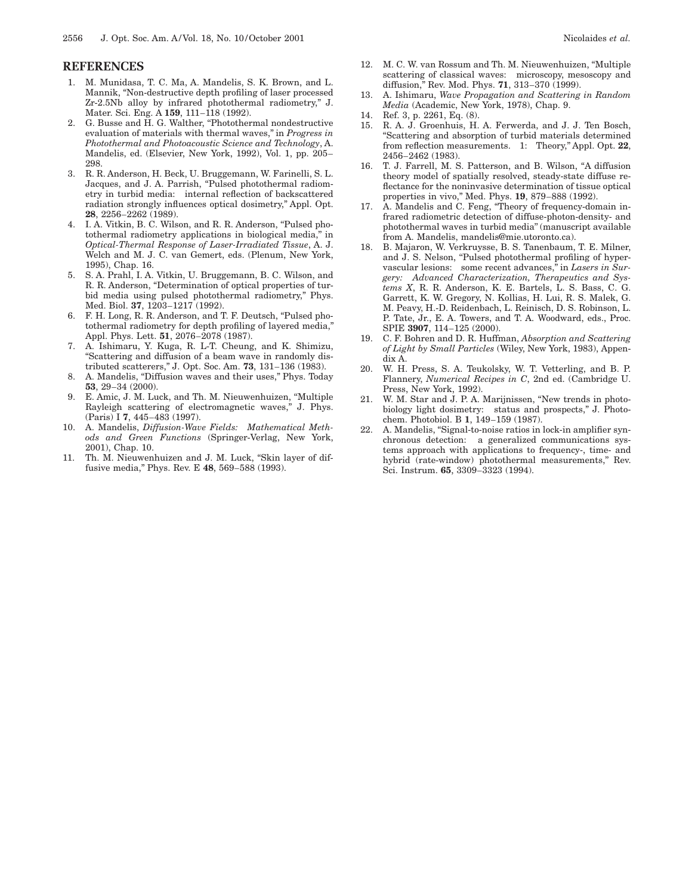## REFERENCES

1. M. Munidasa, T. C. Ma, A. Mandelis, S. K. Brown, and L. Mannik, "Non-destructive depth profiling of laser processed Zr-2.5Nb alloy by infrared photothermal radiometry," J. Mater. Sci. Eng. A **159**, 111–118 (1992).
2. G. Busse and H. G. Walther, "Photothermal nondestructive evaluation of materials with thermal waves," in *Progress in Photothermal and Photoacoustic Science and Technology*, A. Mandelis, ed. (Elsevier, New York, 1992), Vol. 1, pp. 205–298.
3. R. R. Anderson, H. Beck, U. Bruggemann, W. Farinelli, S. L. Jacques, and J. A. Parrish, "Pulsed photothermal radiometry in turbid media: internal reflection of backscattered radiation strongly influences optical dosimetry," Appl. Opt. **28**, 2256–2262 (1989).
4. I. A. Vitkin, B. C. Wilson, and R. R. Anderson, "Pulsed photothermal radiometry applications in biological media," in *Optical-Thermal Response of Laser-Irradiated Tissue*, A. J. Welch and M. J. C. van Gemert, eds. (Plenum, New York, 1995), Chap. 16.
5. S. A. Prahl, I. A. Vitkin, U. Bruggemann, B. C. Wilson, and R. R. Anderson, "Determination of optical properties of turbid media using pulsed photothermal radiometry," Phys. Med. Biol. **37**, 1203–1217 (1992).
6. F. H. Long, R. R. Anderson, and T. F. Deutsch, "Pulsed photothermal radiometry for depth profiling of layered media," Appl. Phys. Lett. **51**, 2076–2078 (1987).
7. A. Ishimaru, Y. Kuga, R. L-T. Cheung, and K. Shimizu, "Scattering and diffusion of a beam wave in randomly distributed scatterers," J. Opt. Soc. Am. **73**, 131–136 (1983).
8. A. Mandelis, "Diffusion waves and their uses," Phys. Today **53**, 29–34 (2000).
9. E. Amic, J. M. Luck, and Th. M. Nieuwenhuizen, "Multiple Rayleigh scattering of electromagnetic waves," J. Phys. (Paris) I **7**, 445–483 (1997).
10. A. Mandelis, *Diffusion-Wave Fields: Mathematical Methods and Green Functions* (Springer-Verlag, New York, 2001), Chap. 10.
11. Th. M. Nieuwenhuizen and J. M. Luck, "Skin layer of diffusive media," Phys. Rev. E **48**, 569–588 (1993).
12. M. C. W. van Rossum and Th. M. Nieuwenhuizen, "Multiple scattering of classical waves: microscopy, mesoscopy and diffusion," Rev. Mod. Phys. **71**, 313–370 (1999).
13. A. Ishimaru, *Wave Propagation and Scattering in Random Media* (Academic, New York, 1978), Chap. 9.
14. Ref. 3, p. 2261, Eq. (8).
15. R. A. J. Groenhuis, H. A. Ferwerda, and J. J. Ten Bosch, "Scattering and absorption of turbid materials determined from reflection measurements. 1: Theory," Appl. Opt. **22**, 2456–2462 (1983).
16. T. J. Farrell, M. S. Patterson, and B. Wilson, "A diffusion theory model of spatially resolved, steady-state diffuse reflectance for the noninvasive determination of tissue optical properties in vivo," Med. Phys. **19**, 879–888 (1992).
17. A. Mandelis and C. Feng, "Theory of frequency-domain infrared radiometric detection of diffuse-photon-density- and photothermal waves in turbid media" (manuscript available from A. Mandelis, mandelis@mie.utoronto.ca).
18. B. Majaron, W. Verkruysse, B. S. Tanenbaum, T. E. Milner, and J. S. Nelson, "Pulsed photothermal profiling of hypervascular lesions: some recent advances," in *Lasers in Surgery: Advanced Characterization, Therapeutics and Systems X*, R. R. Anderson, K. E. Bartels, L. S. Bass, C. G. Garrett, K. W. Gregory, N. Kollias, H. Lui, R. S. Malek, G. M. Peavy, H.-D. Reidenbach, L. Reinisch, D. S. Robinson, L. P. Tate, Jr., E. A. Towers, and T. A. Woodward, eds., Proc. SPIE **3907**, 114–125 (2000).
19. C. F. Bohren and D. R. Huffman, *Absorption and Scattering of Light by Small Particles* (Wiley, New York, 1983), Appendix A.
20. W. H. Press, S. A. Teukolsky, W. T. Vetterling, and B. P. Flannery, *Numerical Recipes in C*, 2nd ed. (Cambridge U. Press, New York, 1992).
21. W. M. Star and J. P. A. Marijnissen, "New trends in photobiology light dosimetry: status and prospects," J. Photochem. Photobiol. B **1**, 149–159 (1987).
22. A. Mandelis, "Signal-to-noise ratios in lock-in amplifier synchronous detection: a generalized communications systems approach with applications to frequency-, time- and hybrid (rate-window) photothermal measurements," Rev. Sci. Instrum. **65**, 3309–3323 (1994).